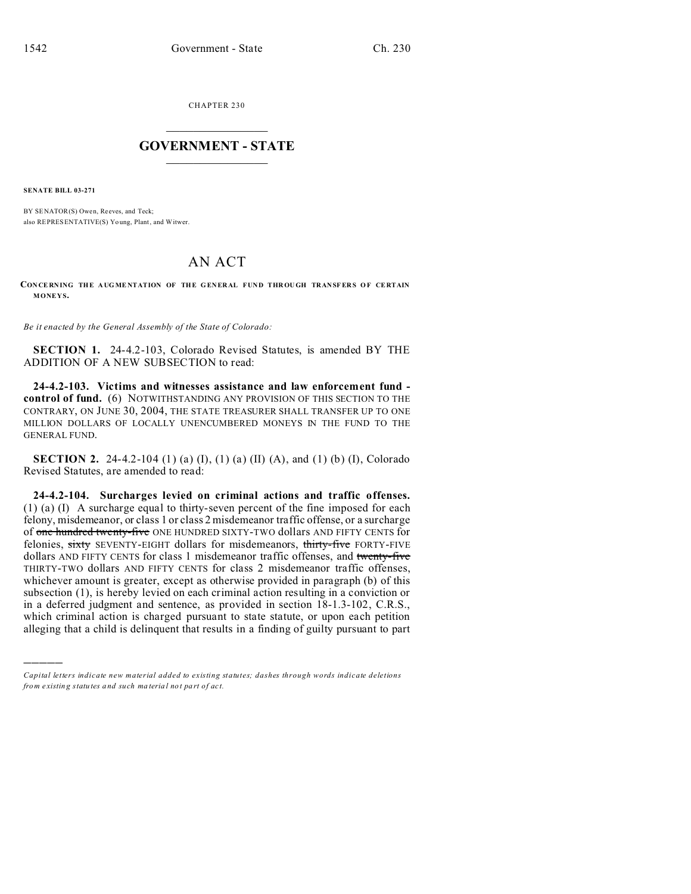CHAPTER 230

# GOVERNMENT - STATE

**SENATE BILL 03-271**

BY SENATOR(S) Owen, Reeves, and Teck;
also REPRESENTATIVE(S) Young, Plant, and Witwer.

# AN ACT

**CONCERNING THE AUGMENTATION OF THE GENERAL FUND THROUGH TRANSFERS OF CERTAIN MONEYS.**

*Be it enacted by the General Assembly of the State of Colorado:*

**SECTION 1.** 24-4.2-103, Colorado Revised Statutes, is amended BY THE ADDITION OF A NEW SUBSECTION to read:

**24-4.2-103. Victims and witnesses assistance and law enforcement fund - control of fund.** (6) NOTWITHSTANDING ANY PROVISION OF THIS SECTION TO THE CONTRARY, ON JUNE 30, 2004, THE STATE TREASURER SHALL TRANSFER UP TO ONE MILLION DOLLARS OF LOCALLY UNENCUMBERED MONEYS IN THE FUND TO THE GENERAL FUND.

**SECTION 2.** 24-4.2-104 (1) (a) (I), (1) (a) (II) (A), and (1) (b) (I), Colorado Revised Statutes, are amended to read:

**24-4.2-104. Surcharges levied on criminal actions and traffic offenses.** (1) (a) (I) A surcharge equal to thirty-seven percent of the fine imposed for each felony, misdemeanor, or class 1 or class 2 misdemeanor traffic offense, or a surcharge of ~~one hundred twenty-five~~ ONE HUNDRED SIXTY-TWO dollars AND FIFTY CENTS for felonies, ~~sixty~~ SEVENTY-EIGHT dollars for misdemeanors, ~~thirty-five~~ FORTY-FIVE dollars AND FIFTY CENTS for class 1 misdemeanor traffic offenses, and ~~twenty-five~~ THIRTY-TWO dollars AND FIFTY CENTS for class 2 misdemeanor traffic offenses, whichever amount is greater, except as otherwise provided in paragraph (b) of this subsection (1), is hereby levied on each criminal action resulting in a conviction or in a deferred judgment and sentence, as provided in section 18-1.3-102, C.R.S., which criminal action is charged pursuant to state statute, or upon each petition alleging that a child is delinquent that results in a finding of guilty pursuant to part

*Capital letters indicate new material added to existing statutes; dashes through words indicate deletions from existing statutes and such material not part of act.*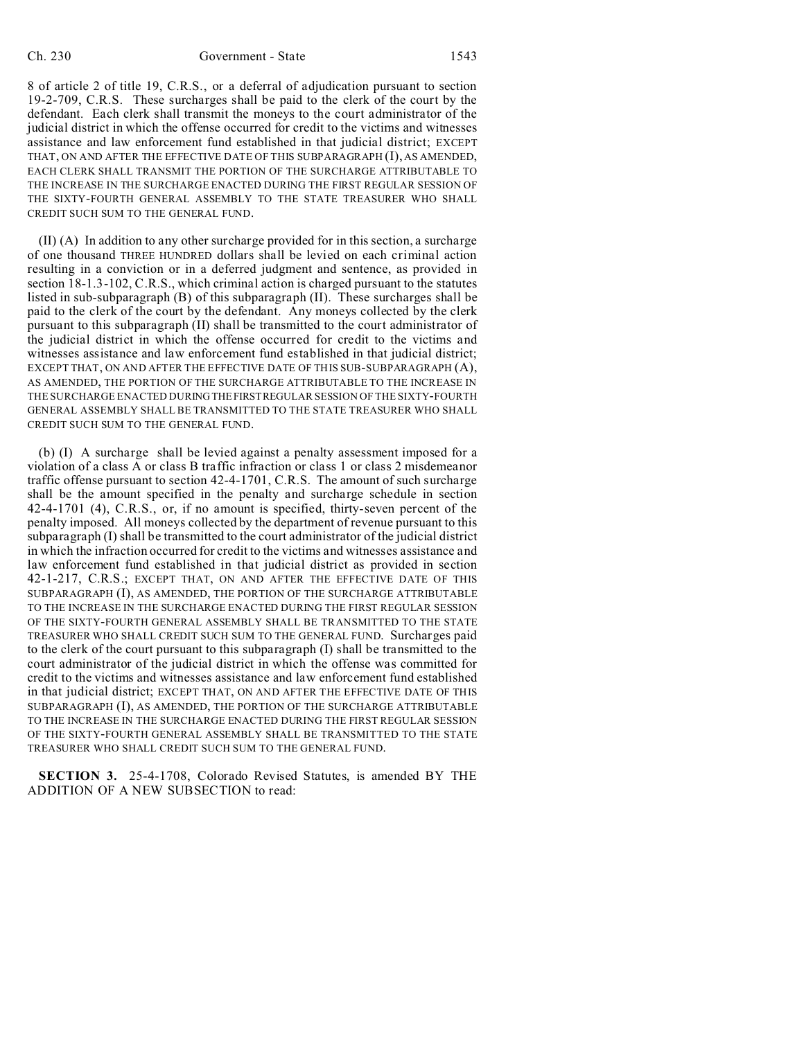8 of article 2 of title 19, C.R.S., or a deferral of adjudication pursuant to section 19-2-709, C.R.S. These surcharges shall be paid to the clerk of the court by the defendant. Each clerk shall transmit the moneys to the court administrator of the judicial district in which the offense occurred for credit to the victims and witnesses assistance and law enforcement fund established in that judicial district; EXCEPT THAT, ON AND AFTER THE EFFECTIVE DATE OF THIS SUBPARAGRAPH (I), AS AMENDED, EACH CLERK SHALL TRANSMIT THE PORTION OF THE SURCHARGE ATTRIBUTABLE TO THE INCREASE IN THE SURCHARGE ENACTED DURING THE FIRST REGULAR SESSION OF THE SIXTY-FOURTH GENERAL ASSEMBLY TO THE STATE TREASURER WHO SHALL CREDIT SUCH SUM TO THE GENERAL FUND.

(II) (A) In addition to any other surcharge provided for in this section, a surcharge of one thousand THREE HUNDRED dollars shall be levied on each criminal action resulting in a conviction or in a deferred judgment and sentence, as provided in section 18-1.3-102, C.R.S., which criminal action is charged pursuant to the statutes listed in sub-subparagraph (B) of this subparagraph (II). These surcharges shall be paid to the clerk of the court by the defendant. Any moneys collected by the clerk pursuant to this subparagraph (II) shall be transmitted to the court administrator of the judicial district in which the offense occurred for credit to the victims and witnesses assistance and law enforcement fund established in that judicial district; EXCEPT THAT, ON AND AFTER THE EFFECTIVE DATE OF THIS SUB-SUBPARAGRAPH (A), AS AMENDED, THE PORTION OF THE SURCHARGE ATTRIBUTABLE TO THE INCREASE IN THE SURCHARGE ENACTED DURING THE FIRST REGULAR SESSION OF THE SIXTY-FOURTH GENERAL ASSEMBLY SHALL BE TRANSMITTED TO THE STATE TREASURER WHO SHALL CREDIT SUCH SUM TO THE GENERAL FUND.

(b) (I) A surcharge shall be levied against a penalty assessment imposed for a violation of a class A or class B traffic infraction or class 1 or class 2 misdemeanor traffic offense pursuant to section 42-4-1701, C.R.S. The amount of such surcharge shall be the amount specified in the penalty and surcharge schedule in section 42-4-1701 (4), C.R.S., or, if no amount is specified, thirty-seven percent of the penalty imposed. All moneys collected by the department of revenue pursuant to this subparagraph (I) shall be transmitted to the court administrator of the judicial district in which the infraction occurred for credit to the victims and witnesses assistance and law enforcement fund established in that judicial district as provided in section 42-1-217, C.R.S.; EXCEPT THAT, ON AND AFTER THE EFFECTIVE DATE OF THIS SUBPARAGRAPH (I), AS AMENDED, THE PORTION OF THE SURCHARGE ATTRIBUTABLE TO THE INCREASE IN THE SURCHARGE ENACTED DURING THE FIRST REGULAR SESSION OF THE SIXTY-FOURTH GENERAL ASSEMBLY SHALL BE TRANSMITTED TO THE STATE TREASURER WHO SHALL CREDIT SUCH SUM TO THE GENERAL FUND. Surcharges paid to the clerk of the court pursuant to this subparagraph (I) shall be transmitted to the court administrator of the judicial district in which the offense was committed for credit to the victims and witnesses assistance and law enforcement fund established in that judicial district; EXCEPT THAT, ON AND AFTER THE EFFECTIVE DATE OF THIS SUBPARAGRAPH (I), AS AMENDED, THE PORTION OF THE SURCHARGE ATTRIBUTABLE TO THE INCREASE IN THE SURCHARGE ENACTED DURING THE FIRST REGULAR SESSION OF THE SIXTY-FOURTH GENERAL ASSEMBLY SHALL BE TRANSMITTED TO THE STATE TREASURER WHO SHALL CREDIT SUCH SUM TO THE GENERAL FUND.

**SECTION 3.** 25-4-1708, Colorado Revised Statutes, is amended BY THE ADDITION OF A NEW SUBSECTION to read: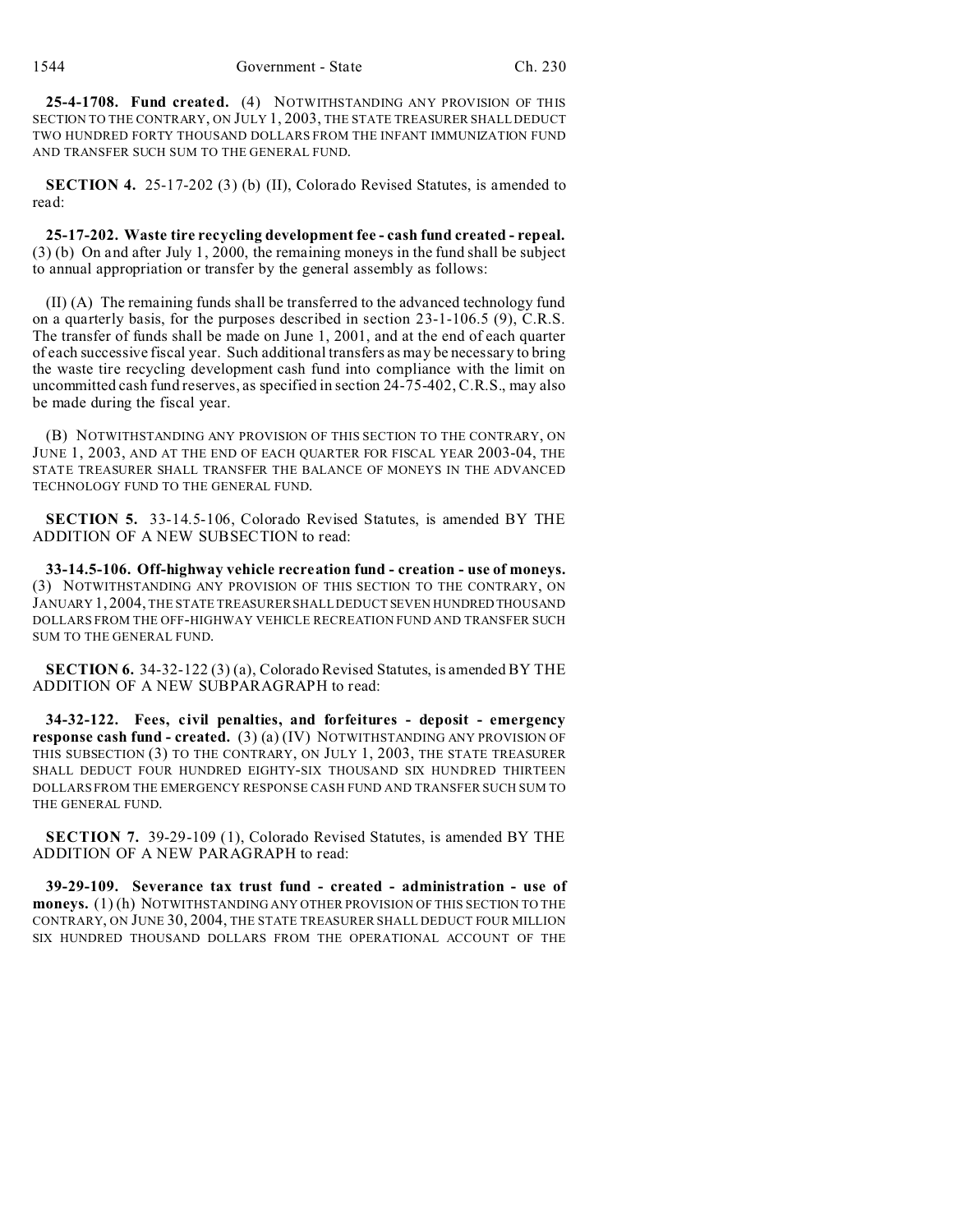**25-4-1708. Fund created.** (4) NOTWITHSTANDING ANY PROVISION OF THIS SECTION TO THE CONTRARY, ON JULY 1, 2003, THE STATE TREASURER SHALL DEDUCT TWO HUNDRED FORTY THOUSAND DOLLARS FROM THE INFANT IMMUNIZATION FUND AND TRANSFER SUCH SUM TO THE GENERAL FUND.

**SECTION 4.** 25-17-202 (3) (b) (II), Colorado Revised Statutes, is amended to read:

**25-17-202. Waste tire recycling development fee - cash fund created - repeal.** (3) (b) On and after July 1, 2000, the remaining moneys in the fund shall be subject to annual appropriation or transfer by the general assembly as follows:

(II) (A) The remaining funds shall be transferred to the advanced technology fund on a quarterly basis, for the purposes described in section 23-1-106.5 (9), C.R.S. The transfer of funds shall be made on June 1, 2001, and at the end of each quarter of each successive fiscal year. Such additional transfers as may be necessary to bring the waste tire recycling development cash fund into compliance with the limit on uncommitted cash fund reserves, as specified in section 24-75-402, C.R.S., may also be made during the fiscal year.

(B) NOTWITHSTANDING ANY PROVISION OF THIS SECTION TO THE CONTRARY, ON JUNE 1, 2003, AND AT THE END OF EACH QUARTER FOR FISCAL YEAR 2003-04, THE STATE TREASURER SHALL TRANSFER THE BALANCE OF MONEYS IN THE ADVANCED TECHNOLOGY FUND TO THE GENERAL FUND.

**SECTION 5.** 33-14.5-106, Colorado Revised Statutes, is amended BY THE ADDITION OF A NEW SUBSECTION to read:

**33-14.5-106. Off-highway vehicle recreation fund - creation - use of moneys.** (3) NOTWITHSTANDING ANY PROVISION OF THIS SECTION TO THE CONTRARY, ON JANUARY 1, 2004, THE STATE TREASURER SHALL DEDUCT SEVEN HUNDRED THOUSAND DOLLARS FROM THE OFF-HIGHWAY VEHICLE RECREATION FUND AND TRANSFER SUCH SUM TO THE GENERAL FUND.

**SECTION 6.** 34-32-122 (3) (a), Colorado Revised Statutes, is amended BY THE ADDITION OF A NEW SUBPARAGRAPH to read:

**34-32-122. Fees, civil penalties, and forfeitures - deposit - emergency response cash fund - created.** (3) (a) (IV) NOTWITHSTANDING ANY PROVISION OF THIS SUBSECTION (3) TO THE CONTRARY, ON JULY 1, 2003, THE STATE TREASURER SHALL DEDUCT FOUR HUNDRED EIGHTY-SIX THOUSAND SIX HUNDRED THIRTEEN DOLLARS FROM THE EMERGENCY RESPONSE CASH FUND AND TRANSFER SUCH SUM TO THE GENERAL FUND.

**SECTION 7.** 39-29-109 (1), Colorado Revised Statutes, is amended BY THE ADDITION OF A NEW PARAGRAPH to read:

**39-29-109. Severance tax trust fund - created - administration - use of moneys.** (1) (h) NOTWITHSTANDING ANY OTHER PROVISION OF THIS SECTION TO THE CONTRARY, ON JUNE 30, 2004, THE STATE TREASURER SHALL DEDUCT FOUR MILLION SIX HUNDRED THOUSAND DOLLARS FROM THE OPERATIONAL ACCOUNT OF THE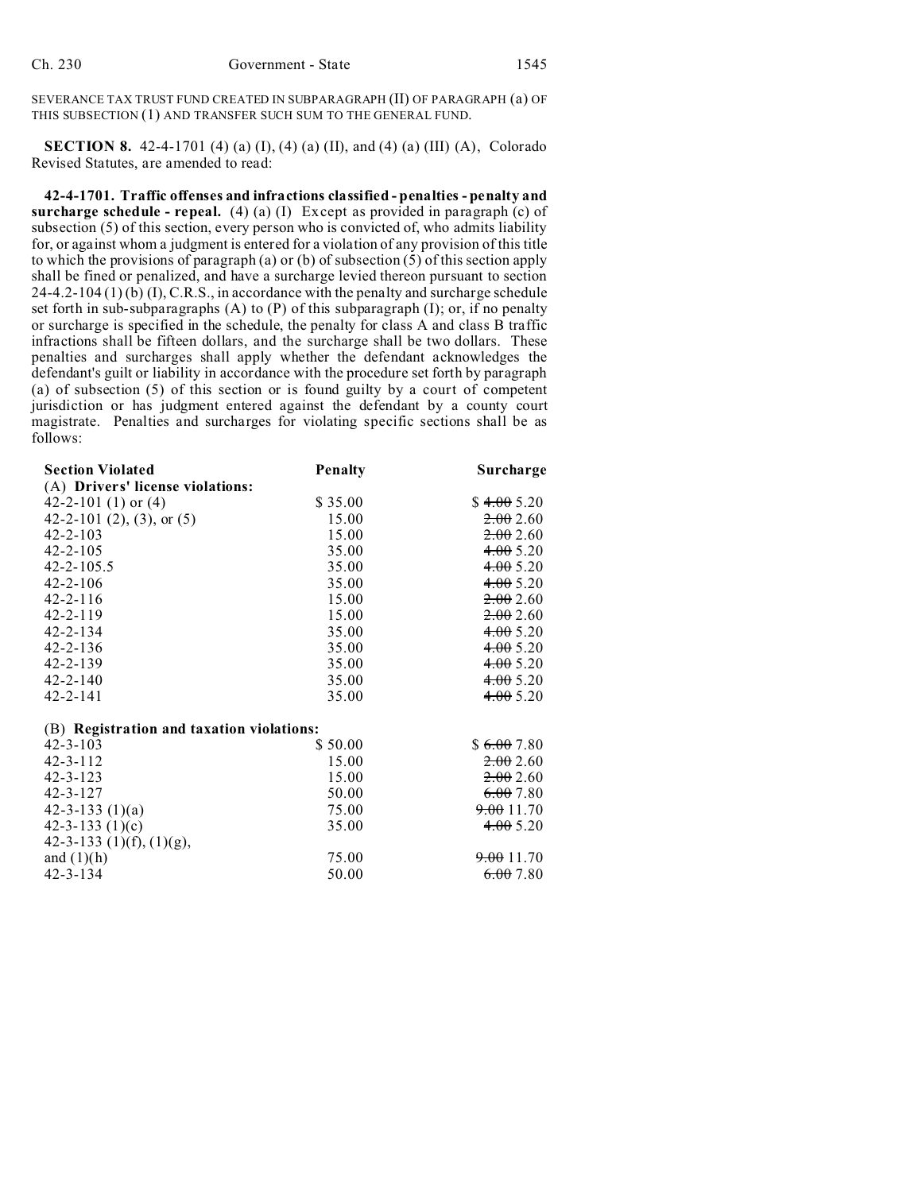SEVERANCE TAX TRUST FUND CREATED IN SUBPARAGRAPH (II) OF PARAGRAPH (a) OF THIS SUBSECTION (1) AND TRANSFER SUCH SUM TO THE GENERAL FUND.

**SECTION 8.** 42-4-1701 (4) (a) (I), (4) (a) (II), and (4) (a) (III) (A), Colorado Revised Statutes, are amended to read:

**42-4-1701. Traffic offenses and infractions classified - penalties - penalty and surcharge schedule - repeal.** (4) (a) (I) Except as provided in paragraph (c) of subsection (5) of this section, every person who is convicted of, who admits liability for, or against whom a judgment is entered for a violation of any provision of this title to which the provisions of paragraph (a) or (b) of subsection (5) of this section apply shall be fined or penalized, and have a surcharge levied thereon pursuant to section 24-4.2-104 (1) (b) (I), C.R.S., in accordance with the penalty and surcharge schedule set forth in sub-subparagraphs (A) to (P) of this subparagraph (I); or, if no penalty or surcharge is specified in the schedule, the penalty for class A and class B traffic infractions shall be fifteen dollars, and the surcharge shall be two dollars. These penalties and surcharges shall apply whether the defendant acknowledges the defendant's guilt or liability in accordance with the procedure set forth by paragraph (a) of subsection (5) of this section or is found guilty by a court of competent jurisdiction or has judgment entered against the defendant by a county court magistrate. Penalties and surcharges for violating specific sections shall be as follows:

| Section Violated | Penalty | Surcharge |
|---|---|---|
| (A) **Drivers' license violations:** | | |
| 42-2-101 (1) or (4) | $ 35.00 | $ ~~4.00~~ 5.20 |
| 42-2-101 (2), (3), or (5) | 15.00 | ~~2.00~~ 2.60 |
| 42-2-103 | 15.00 | ~~2.00~~ 2.60 |
| 42-2-105 | 35.00 | ~~4.00~~ 5.20 |
| 42-2-105.5 | 35.00 | ~~4.00~~ 5.20 |
| 42-2-106 | 35.00 | ~~4.00~~ 5.20 |
| 42-2-116 | 15.00 | ~~2.00~~ 2.60 |
| 42-2-119 | 15.00 | ~~2.00~~ 2.60 |
| 42-2-134 | 35.00 | ~~4.00~~ 5.20 |
| 42-2-136 | 35.00 | ~~4.00~~ 5.20 |
| 42-2-139 | 35.00 | ~~4.00~~ 5.20 |
| 42-2-140 | 35.00 | ~~4.00~~ 5.20 |
| 42-2-141 | 35.00 | ~~4.00~~ 5.20 |
| (B) **Registration and taxation violations:** | | |
| 42-3-103 | $ 50.00 | $ ~~6.00~~ 7.80 |
| 42-3-112 | 15.00 | ~~2.00~~ 2.60 |
| 42-3-123 | 15.00 | ~~2.00~~ 2.60 |
| 42-3-127 | 50.00 | ~~6.00~~ 7.80 |
| 42-3-133 (1)(a) | 75.00 | ~~9.00~~ 11.70 |
| 42-3-133 (1)(c) | 35.00 | ~~4.00~~ 5.20 |
| 42-3-133 (1)(f), (1)(g), and (1)(h) | 75.00 | ~~9.00~~ 11.70 |
| 42-3-134 | 50.00 | ~~6.00~~ 7.80 |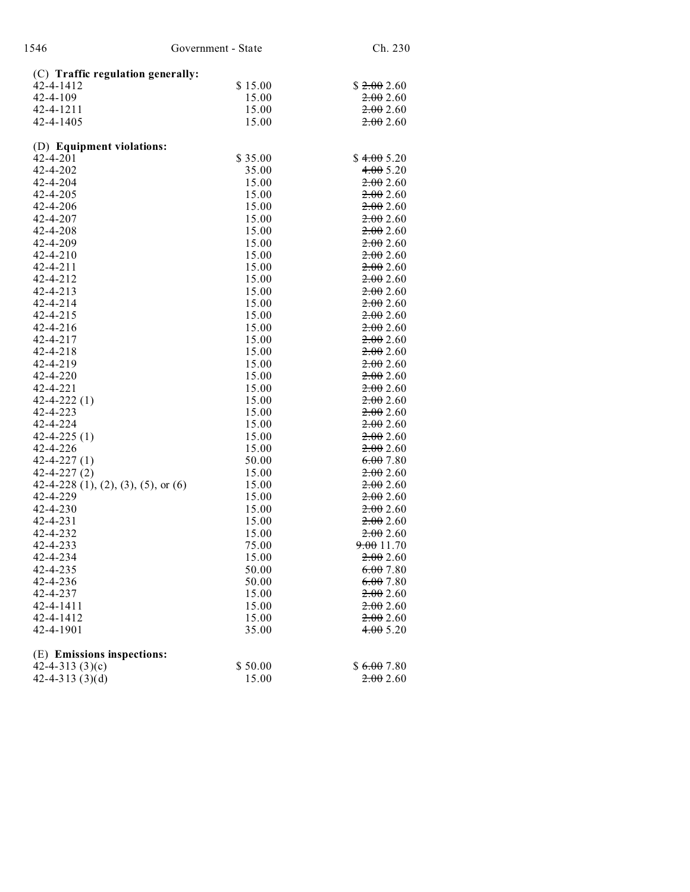(C) **Traffic regulation generally:**

| | | |
|---|---|---|
| 42-4-1412 | $ 15.00 | $ ~~2.00~~ 2.60 |
| 42-4-109 | 15.00 | ~~2.00~~ 2.60 |
| 42-4-1211 | 15.00 | ~~2.00~~ 2.60 |
| 42-4-1405 | 15.00 | ~~2.00~~ 2.60 |

(D) **Equipment violations:**

| | | |
|---|---|---|
| 42-4-201 | $ 35.00 | $ ~~4.00~~ 5.20 |
| 42-4-202 | 35.00 | ~~4.00~~ 5.20 |
| 42-4-204 | 15.00 | ~~2.00~~ 2.60 |
| 42-4-205 | 15.00 | ~~2.00~~ 2.60 |
| 42-4-206 | 15.00 | ~~2.00~~ 2.60 |
| 42-4-207 | 15.00 | ~~2.00~~ 2.60 |
| 42-4-208 | 15.00 | ~~2.00~~ 2.60 |
| 42-4-209 | 15.00 | ~~2.00~~ 2.60 |
| 42-4-210 | 15.00 | ~~2.00~~ 2.60 |
| 42-4-211 | 15.00 | ~~2.00~~ 2.60 |
| 42-4-212 | 15.00 | ~~2.00~~ 2.60 |
| 42-4-213 | 15.00 | ~~2.00~~ 2.60 |
| 42-4-214 | 15.00 | ~~2.00~~ 2.60 |
| 42-4-215 | 15.00 | ~~2.00~~ 2.60 |
| 42-4-216 | 15.00 | ~~2.00~~ 2.60 |
| 42-4-217 | 15.00 | ~~2.00~~ 2.60 |
| 42-4-218 | 15.00 | ~~2.00~~ 2.60 |
| 42-4-219 | 15.00 | ~~2.00~~ 2.60 |
| 42-4-220 | 15.00 | ~~2.00~~ 2.60 |
| 42-4-221 | 15.00 | ~~2.00~~ 2.60 |
| 42-4-222 (1) | 15.00 | ~~2.00~~ 2.60 |
| 42-4-223 | 15.00 | ~~2.00~~ 2.60 |
| 42-4-224 | 15.00 | ~~2.00~~ 2.60 |
| 42-4-225 (1) | 15.00 | ~~2.00~~ 2.60 |
| 42-4-226 | 15.00 | ~~2.00~~ 2.60 |
| 42-4-227 (1) | 50.00 | ~~6.00~~ 7.80 |
| 42-4-227 (2) | 15.00 | ~~2.00~~ 2.60 |
| 42-4-228 (1), (2), (3), (5), or (6) | 15.00 | ~~2.00~~ 2.60 |
| 42-4-229 | 15.00 | ~~2.00~~ 2.60 |
| 42-4-230 | 15.00 | ~~2.00~~ 2.60 |
| 42-4-231 | 15.00 | ~~2.00~~ 2.60 |
| 42-4-232 | 15.00 | ~~2.00~~ 2.60 |
| 42-4-233 | 75.00 | ~~9.00~~ 11.70 |
| 42-4-234 | 15.00 | ~~2.00~~ 2.60 |
| 42-4-235 | 50.00 | ~~6.00~~ 7.80 |
| 42-4-236 | 50.00 | ~~6.00~~ 7.80 |
| 42-4-237 | 15.00 | ~~2.00~~ 2.60 |
| 42-4-1411 | 15.00 | ~~2.00~~ 2.60 |
| 42-4-1412 | 15.00 | ~~2.00~~ 2.60 |
| 42-4-1901 | 35.00 | ~~4.00~~ 5.20 |

(E) **Emissions inspections:**

| | | |
|---|---|---|
| 42-4-313 (3)(c) | $ 50.00 | $ ~~6.00~~ 7.80 |
| 42-4-313 (3)(d) | 15.00 | ~~2.00~~ 2.60 |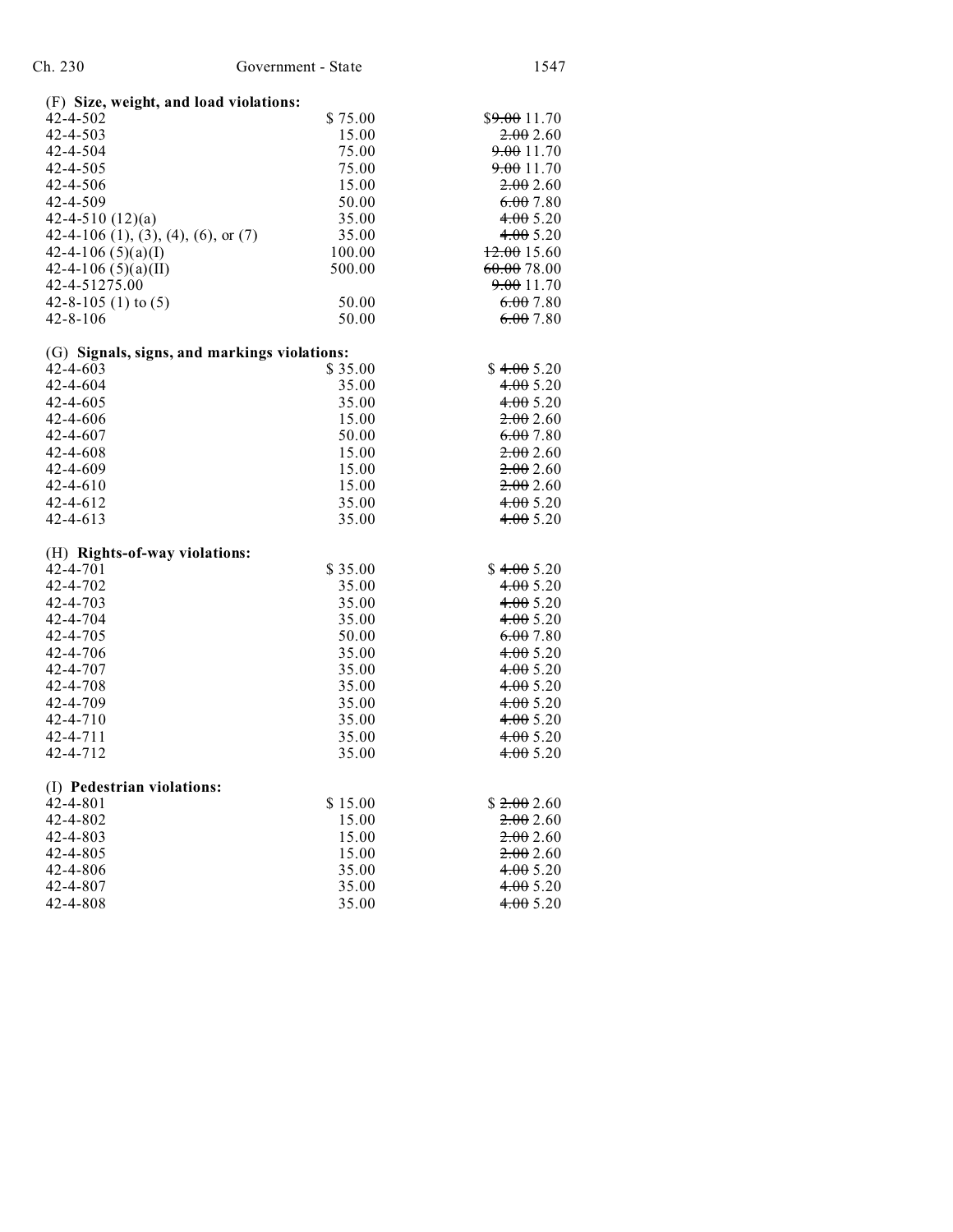(F) **Size, weight, and load violations:**

| | | |
|---|---|---|
| 42-4-502 | $ 75.00 | $~~9.00~~ 11.70 |
| 42-4-503 | 15.00 | ~~2.00~~ 2.60 |
| 42-4-504 | 75.00 | ~~9.00~~ 11.70 |
| 42-4-505 | 75.00 | ~~9.00~~ 11.70 |
| 42-4-506 | 15.00 | ~~2.00~~ 2.60 |
| 42-4-509 | 50.00 | ~~6.00~~ 7.80 |
| 42-4-510 (12)(a) | 35.00 | ~~4.00~~ 5.20 |
| 42-4-106 (1), (3), (4), (6), or (7) | 35.00 | ~~4.00~~ 5.20 |
| 42-4-106 (5)(a)(I) | 100.00 | ~~12.00~~ 15.60 |
| 42-4-106 (5)(a)(II) | 500.00 | ~~60.00~~ 78.00 |
| 42-4-51275.00 | | ~~9.00~~ 11.70 |
| 42-8-105 (1) to (5) | 50.00 | ~~6.00~~ 7.80 |
| 42-8-106 | 50.00 | ~~6.00~~ 7.80 |

(G) **Signals, signs, and markings violations:**

| | | |
|---|---|---|
| 42-4-603 | $ 35.00 | $ ~~4.00~~ 5.20 |
| 42-4-604 | 35.00 | ~~4.00~~ 5.20 |
| 42-4-605 | 35.00 | ~~4.00~~ 5.20 |
| 42-4-606 | 15.00 | ~~2.00~~ 2.60 |
| 42-4-607 | 50.00 | ~~6.00~~ 7.80 |
| 42-4-608 | 15.00 | ~~2.00~~ 2.60 |
| 42-4-609 | 15.00 | ~~2.00~~ 2.60 |
| 42-4-610 | 15.00 | ~~2.00~~ 2.60 |
| 42-4-612 | 35.00 | ~~4.00~~ 5.20 |
| 42-4-613 | 35.00 | ~~4.00~~ 5.20 |

(H) **Rights-of-way violations:**

| | | |
|---|---|---|
| 42-4-701 | $ 35.00 | $ ~~4.00~~ 5.20 |
| 42-4-702 | 35.00 | ~~4.00~~ 5.20 |
| 42-4-703 | 35.00 | ~~4.00~~ 5.20 |
| 42-4-704 | 35.00 | ~~4.00~~ 5.20 |
| 42-4-705 | 50.00 | ~~6.00~~ 7.80 |
| 42-4-706 | 35.00 | ~~4.00~~ 5.20 |
| 42-4-707 | 35.00 | ~~4.00~~ 5.20 |
| 42-4-708 | 35.00 | ~~4.00~~ 5.20 |
| 42-4-709 | 35.00 | ~~4.00~~ 5.20 |
| 42-4-710 | 35.00 | ~~4.00~~ 5.20 |
| 42-4-711 | 35.00 | ~~4.00~~ 5.20 |
| 42-4-712 | 35.00 | ~~4.00~~ 5.20 |

(I) **Pedestrian violations:**

| | | |
|---|---|---|
| 42-4-801 | $ 15.00 | $ ~~2.00~~ 2.60 |
| 42-4-802 | 15.00 | ~~2.00~~ 2.60 |
| 42-4-803 | 15.00 | ~~2.00~~ 2.60 |
| 42-4-805 | 15.00 | ~~2.00~~ 2.60 |
| 42-4-806 | 35.00 | ~~4.00~~ 5.20 |
| 42-4-807 | 35.00 | ~~4.00~~ 5.20 |
| 42-4-808 | 35.00 | ~~4.00~~ 5.20 |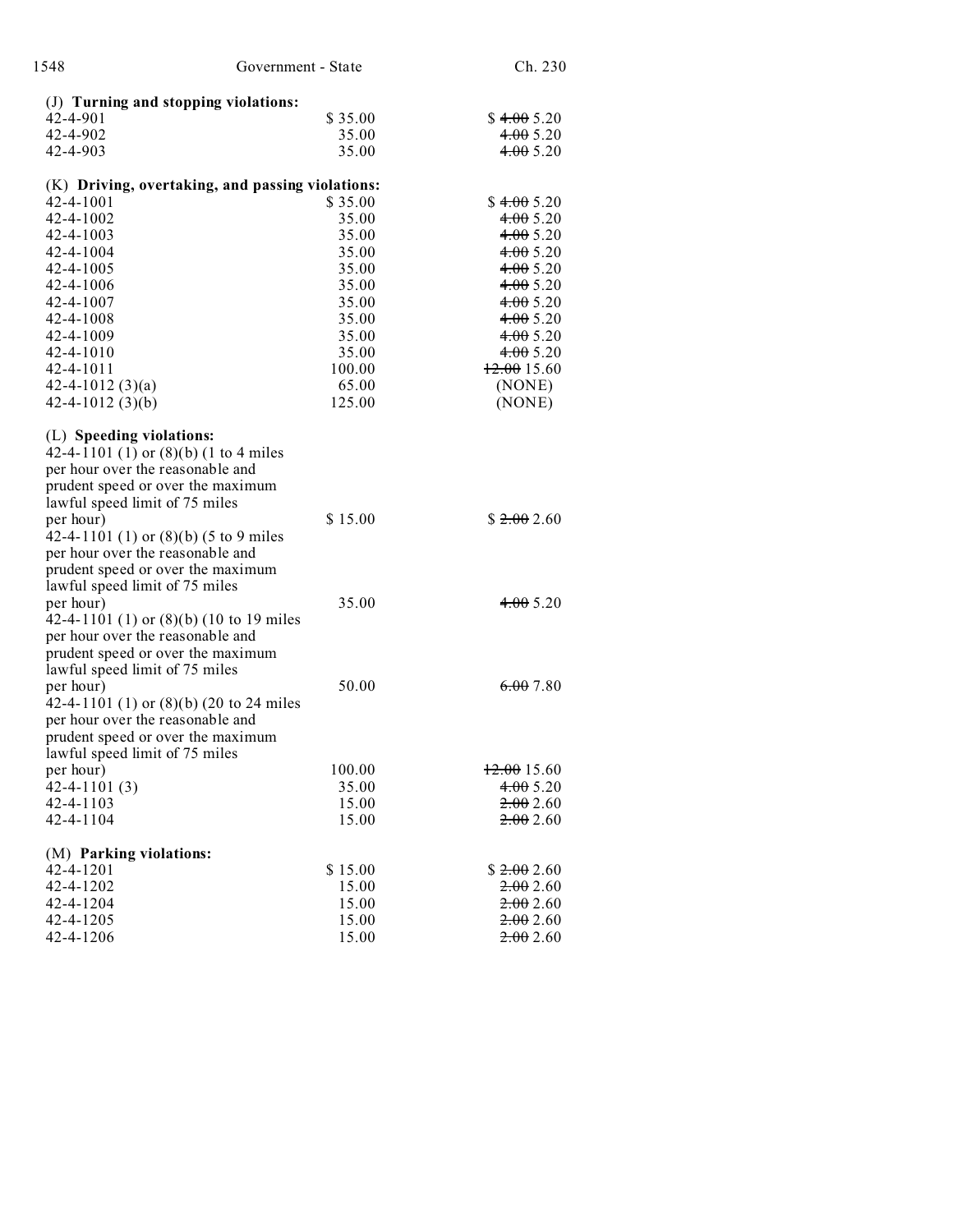(J) **Turning and stopping violations:**

| | | |
|---|---|---|
| 42-4-901 | $ 35.00 | $ ~~4.00~~ 5.20 |
| 42-4-902 | 35.00 | ~~4.00~~ 5.20 |
| 42-4-903 | 35.00 | ~~4.00~~ 5.20 |

(K) **Driving, overtaking, and passing violations:**

| | | |
|---|---|---|
| 42-4-1001 | $ 35.00 | $ ~~4.00~~ 5.20 |
| 42-4-1002 | 35.00 | ~~4.00~~ 5.20 |
| 42-4-1003 | 35.00 | ~~4.00~~ 5.20 |
| 42-4-1004 | 35.00 | ~~4.00~~ 5.20 |
| 42-4-1005 | 35.00 | ~~4.00~~ 5.20 |
| 42-4-1006 | 35.00 | ~~4.00~~ 5.20 |
| 42-4-1007 | 35.00 | ~~4.00~~ 5.20 |
| 42-4-1008 | 35.00 | ~~4.00~~ 5.20 |
| 42-4-1009 | 35.00 | ~~4.00~~ 5.20 |
| 42-4-1010 | 35.00 | ~~4.00~~ 5.20 |
| 42-4-1011 | 100.00 | ~~12.00~~ 15.60 |
| 42-4-1012 (3)(a) | 65.00 | (NONE) |
| 42-4-1012 (3)(b) | 125.00 | (NONE) |

(L) **Speeding violations:**

| | | |
|---|---|---|
| 42-4-1101 (1) or (8)(b) (1 to 4 miles per hour over the reasonable and prudent speed or over the maximum lawful speed limit of 75 miles per hour) | $ 15.00 | $ ~~2.00~~ 2.60 |
| 42-4-1101 (1) or (8)(b) (5 to 9 miles per hour over the reasonable and prudent speed or over the maximum lawful speed limit of 75 miles per hour) | 35.00 | ~~4.00~~ 5.20 |
| 42-4-1101 (1) or (8)(b) (10 to 19 miles per hour over the reasonable and prudent speed or over the maximum lawful speed limit of 75 miles per hour) | 50.00 | ~~6.00~~ 7.80 |
| 42-4-1101 (1) or (8)(b) (20 to 24 miles per hour over the reasonable and prudent speed or over the maximum lawful speed limit of 75 miles per hour) | 100.00 | ~~12.00~~ 15.60 |
| 42-4-1101 (3) | 35.00 | ~~4.00~~ 5.20 |
| 42-4-1103 | 15.00 | ~~2.00~~ 2.60 |
| 42-4-1104 | 15.00 | ~~2.00~~ 2.60 |

(M) **Parking violations:**

| | | |
|---|---|---|
| 42-4-1201 | $ 15.00 | $ ~~2.00~~ 2.60 |
| 42-4-1202 | 15.00 | ~~2.00~~ 2.60 |
| 42-4-1204 | 15.00 | ~~2.00~~ 2.60 |
| 42-4-1205 | 15.00 | ~~2.00~~ 2.60 |
| 42-4-1206 | 15.00 | ~~2.00~~ 2.60 |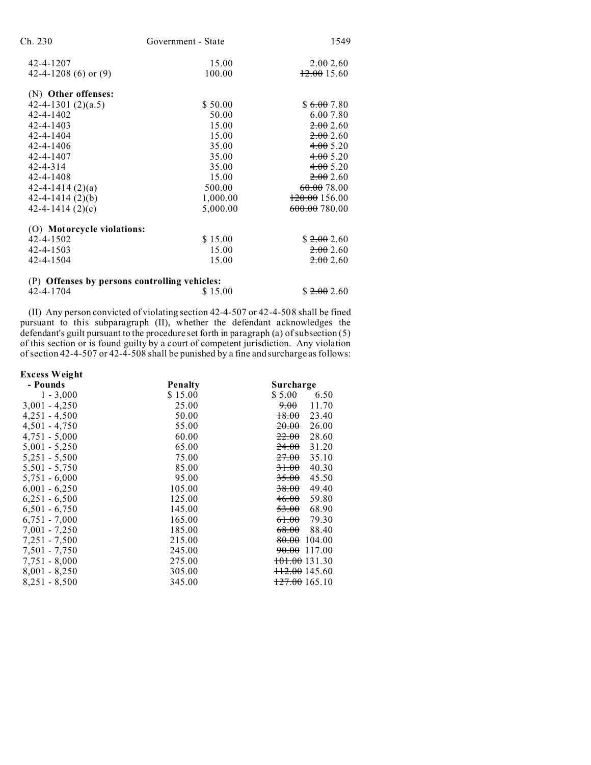| | | |
|---|---|---|
| 42-4-1207 | 15.00 | ~~2.00~~ 2.60 |
| 42-4-1208 (6) or (9) | 100.00 | ~~12.00~~ 15.60 |
| **(N) Other offenses:** | | |
| 42-4-1301 (2)(a.5) | $ 50.00 | $ ~~6.00~~ 7.80 |
| 42-4-1402 | 50.00 | ~~6.00~~ 7.80 |
| 42-4-1403 | 15.00 | ~~2.00~~ 2.60 |
| 42-4-1404 | 15.00 | ~~2.00~~ 2.60 |
| 42-4-1406 | 35.00 | ~~4.00~~ 5.20 |
| 42-4-1407 | 35.00 | ~~4.00~~ 5.20 |
| 42-4-314 | 35.00 | ~~4.00~~ 5.20 |
| 42-4-1408 | 15.00 | ~~2.00~~ 2.60 |
| 42-4-1414 (2)(a) | 500.00 | ~~60.00~~ 78.00 |
| 42-4-1414 (2)(b) | 1,000.00 | ~~120.00~~ 156.00 |
| 42-4-1414 (2)(c) | 5,000.00 | ~~600.00~~ 780.00 |
| **(O) Motorcycle violations:** | | |
| 42-4-1502 | $ 15.00 | $ ~~2.00~~ 2.60 |
| 42-4-1503 | 15.00 | ~~2.00~~ 2.60 |
| 42-4-1504 | 15.00 | ~~2.00~~ 2.60 |
| **(P) Offenses by persons controlling vehicles:** | | |
| 42-4-1704 | $ 15.00 | $ ~~2.00~~ 2.60 |

(II) Any person convicted of violating section 42-4-507 or 42-4-508 shall be fined pursuant to this subparagraph (II), whether the defendant acknowledges the defendant's guilt pursuant to the procedure set forth in paragraph (a) of subsection (5) of this section or is found guilty by a court of competent jurisdiction. Any violation of section 42-4-507 or 42-4-508 shall be punished by a fine and surcharge as follows:

| **Excess Weight - Pounds** | **Penalty** | **Surcharge** |
|---|---|---|
| 1 - 3,000 | $ 15.00 | $ ~~5.00~~ 6.50 |
| 3,001 - 4,250 | 25.00 | ~~9.00~~ 11.70 |
| 4,251 - 4,500 | 50.00 | ~~18.00~~ 23.40 |
| 4,501 - 4,750 | 55.00 | ~~20.00~~ 26.00 |
| 4,751 - 5,000 | 60.00 | ~~22.00~~ 28.60 |
| 5,001 - 5,250 | 65.00 | ~~24.00~~ 31.20 |
| 5,251 - 5,500 | 75.00 | ~~27.00~~ 35.10 |
| 5,501 - 5,750 | 85.00 | ~~31.00~~ 40.30 |
| 5,751 - 6,000 | 95.00 | ~~35.00~~ 45.50 |
| 6,001 - 6,250 | 105.00 | ~~38.00~~ 49.40 |
| 6,251 - 6,500 | 125.00 | ~~46.00~~ 59.80 |
| 6,501 - 6,750 | 145.00 | ~~53.00~~ 68.90 |
| 6,751 - 7,000 | 165.00 | ~~61.00~~ 79.30 |
| 7,001 - 7,250 | 185.00 | ~~68.00~~ 88.40 |
| 7,251 - 7,500 | 215.00 | ~~80.00~~ 104.00 |
| 7,501 - 7,750 | 245.00 | ~~90.00~~ 117.00 |
| 7,751 - 8,000 | 275.00 | ~~101.00~~ 131.30 |
| 8,001 - 8,250 | 305.00 | ~~112.00~~ 145.60 |
| 8,251 - 8,500 | 345.00 | ~~127.00~~ 165.10 |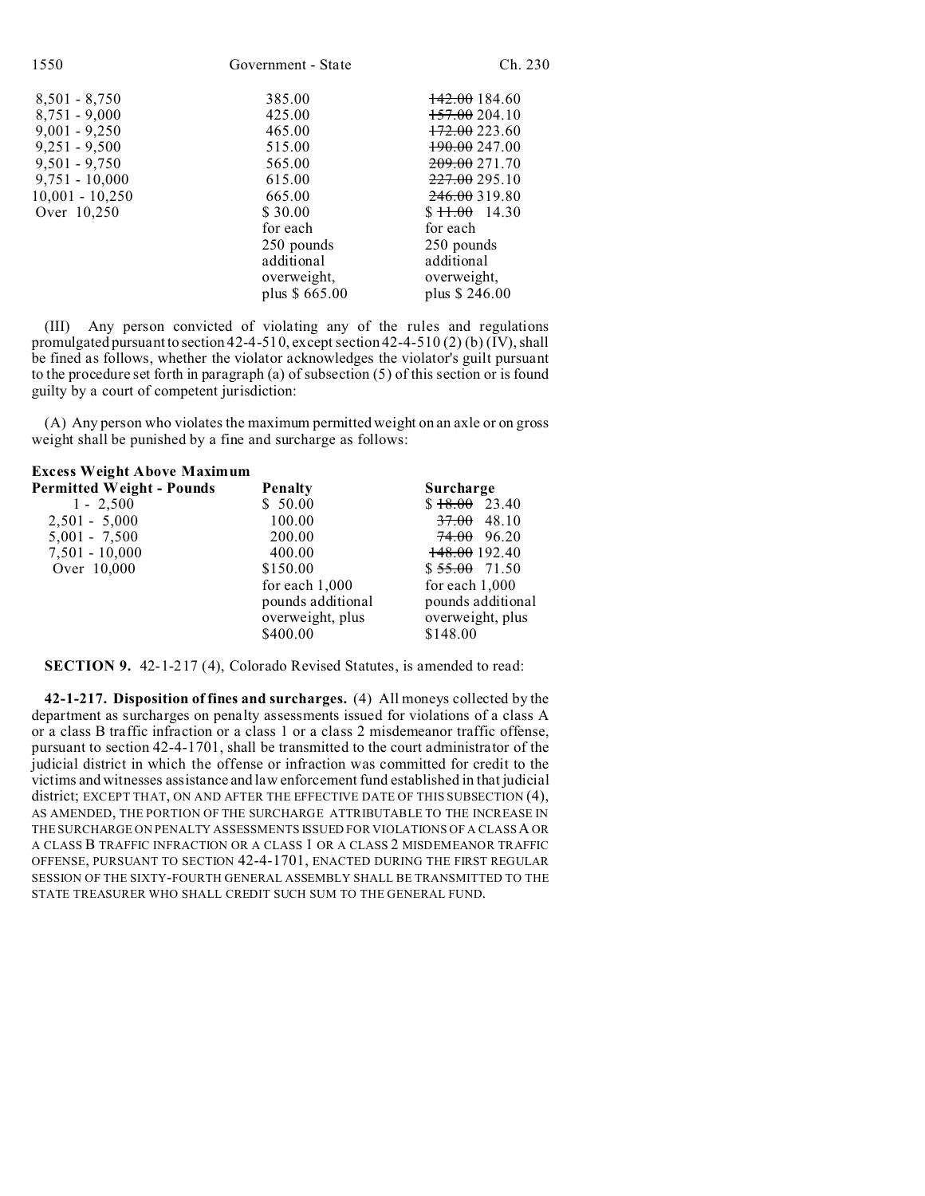| | | |
|---|---|---|
| 8,501 - 8,750 | 385.00 | ~~142.00~~ 184.60 |
| 8,751 - 9,000 | 425.00 | ~~157.00~~ 204.10 |
| 9,001 - 9,250 | 465.00 | ~~172.00~~ 223.60 |
| 9,251 - 9,500 | 515.00 | ~~190.00~~ 247.00 |
| 9,501 - 9,750 | 565.00 | ~~209.00~~ 271.70 |
| 9,751 - 10,000 | 615.00 | ~~227.00~~ 295.10 |
| 10,001 - 10,250 | 665.00 | ~~246.00~~ 319.80 |
| Over 10,250 | $ 30.00 for each 250 pounds additional overweight, plus $ 665.00 | $ ~~11.00~~ 14.30 for each 250 pounds additional overweight, plus $ 246.00 |

(III) Any person convicted of violating any of the rules and regulations promulgated pursuant to section 42-4-510, except section 42-4-510 (2) (b) (IV), shall be fined as follows, whether the violator acknowledges the violator's guilt pursuant to the procedure set forth in paragraph (a) of subsection (5) of this section or is found guilty by a court of competent jurisdiction:

(A) Any person who violates the maximum permitted weight on an axle or on gross weight shall be punished by a fine and surcharge as follows:

| **Excess Weight Above Maximum Permitted Weight - Pounds** | **Penalty** | **Surcharge** |
|---|---|---|
| 1 - 2,500 | $ 50.00 | $ ~~18.00~~ 23.40 |
| 2,501 - 5,000 | 100.00 | ~~37.00~~ 48.10 |
| 5,001 - 7,500 | 200.00 | ~~74.00~~ 96.20 |
| 7,501 - 10,000 | 400.00 | ~~148.00~~ 192.40 |
| Over 10,000 | $150.00 for each 1,000 pounds additional overweight, plus $400.00 | $ ~~55.00~~ 71.50 for each 1,000 pounds additional overweight, plus $148.00 |

**SECTION 9.** 42-1-217 (4), Colorado Revised Statutes, is amended to read:

**42-1-217. Disposition of fines and surcharges.** (4) All moneys collected by the department as surcharges on penalty assessments issued for violations of a class A or a class B traffic infraction or a class 1 or a class 2 misdemeanor traffic offense, pursuant to section 42-4-1701, shall be transmitted to the court administrator of the judicial district in which the offense or infraction was committed for credit to the victims and witnesses assistance and law enforcement fund established in that judicial district; EXCEPT THAT, ON AND AFTER THE EFFECTIVE DATE OF THIS SUBSECTION (4), AS AMENDED, THE PORTION OF THE SURCHARGE ATTRIBUTABLE TO THE INCREASE IN THE SURCHARGE ON PENALTY ASSESSMENTS ISSUED FOR VIOLATIONS OF A CLASS A OR A CLASS B TRAFFIC INFRACTION OR A CLASS 1 OR A CLASS 2 MISDEMEANOR TRAFFIC OFFENSE, PURSUANT TO SECTION 42-4-1701, ENACTED DURING THE FIRST REGULAR SESSION OF THE SIXTY-FOURTH GENERAL ASSEMBLY SHALL BE TRANSMITTED TO THE STATE TREASURER WHO SHALL CREDIT SUCH SUM TO THE GENERAL FUND.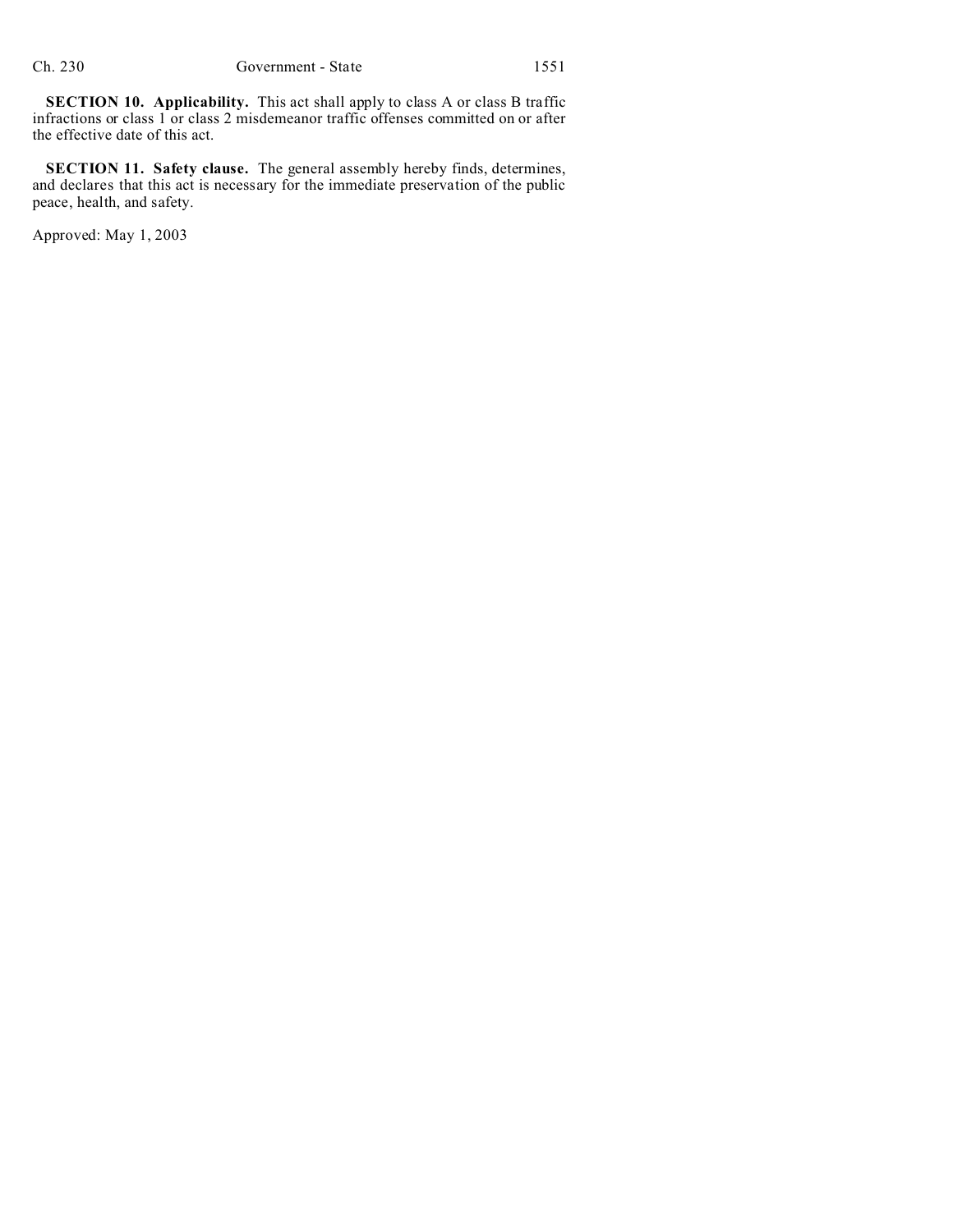**SECTION 10. Applicability.** This act shall apply to class A or class B traffic infractions or class 1 or class 2 misdemeanor traffic offenses committed on or after the effective date of this act.

**SECTION 11. Safety clause.** The general assembly hereby finds, determines, and declares that this act is necessary for the immediate preservation of the public peace, health, and safety.

Approved: May 1, 2003